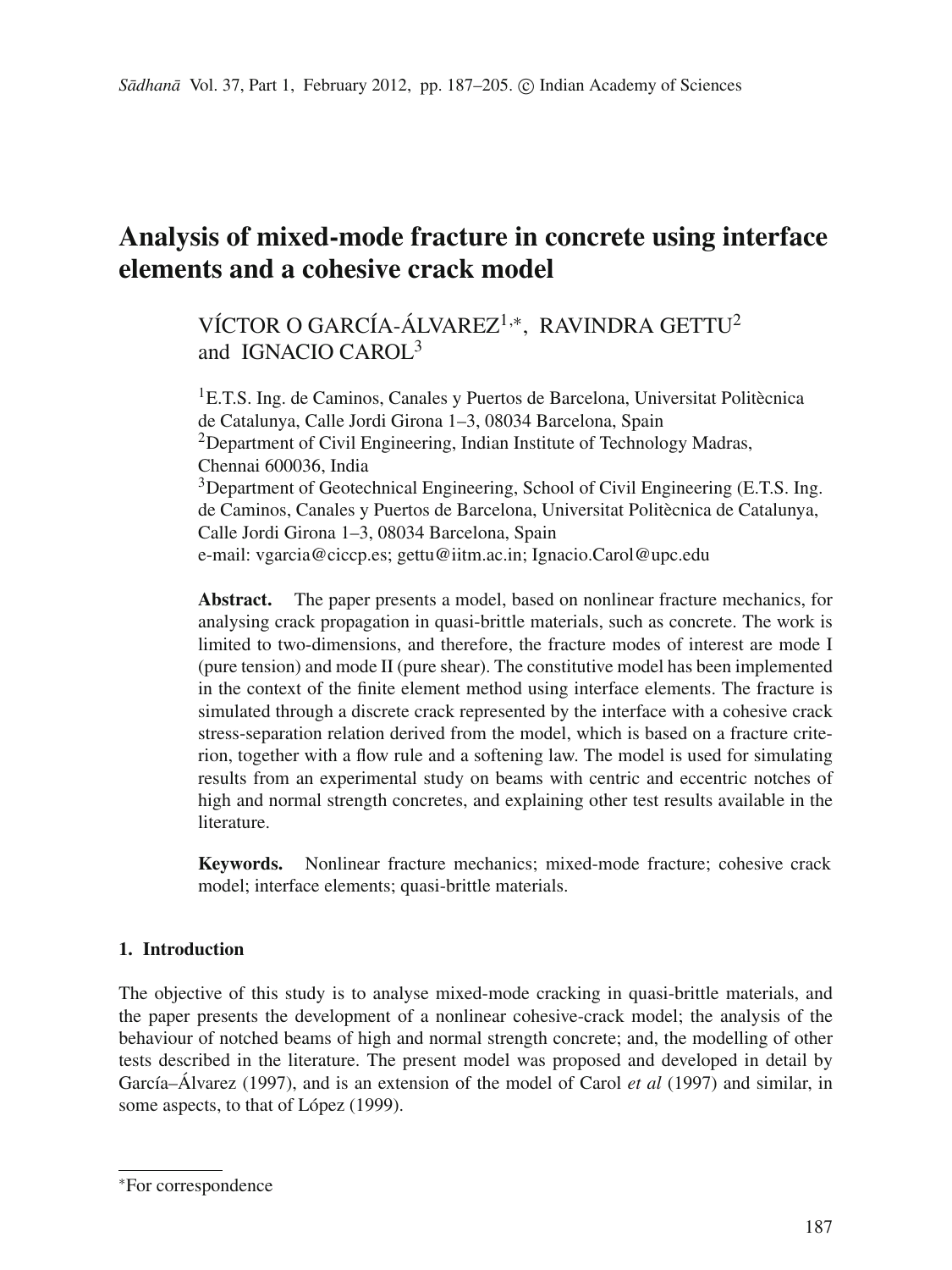# Analysis of mixed-mode fracture in concrete using interface elements and a cohesive crack model

VÍCTOR O GARCÍA-ÁLVAREZ[1,*], RAVINDRA GETTU[2] and IGNACIO CAROL[3]

[1]E.T.S. Ing. de Caminos, Canales y Puertos de Barcelona, Universitat Politècnica de Catalunya, Calle Jordi Girona 1–3, 08034 Barcelona, Spain
[2]Department of Civil Engineering, Indian Institute of Technology Madras, Chennai 600036, India
[3]Department of Geotechnical Engineering, School of Civil Engineering (E.T.S. Ing. de Caminos, Canales y Puertos de Barcelona, Universitat Politècnica de Catalunya, Calle Jordi Girona 1–3, 08034 Barcelona, Spain
e-mail: vgarcia@ciccp.es; gettu@iitm.ac.in; Ignacio.Carol@upc.edu

**Abstract.** The paper presents a model, based on nonlinear fracture mechanics, for analysing crack propagation in quasi-brittle materials, such as concrete. The work is limited to two-dimensions, and therefore, the fracture modes of interest are mode I (pure tension) and mode II (pure shear). The constitutive model has been implemented in the context of the finite element method using interface elements. The fracture is simulated through a discrete crack represented by the interface with a cohesive crack stress-separation relation derived from the model, which is based on a fracture criterion, together with a flow rule and a softening law. The model is used for simulating results from an experimental study on beams with centric and eccentric notches of high and normal strength concretes, and explaining other test results available in the literature.

**Keywords.** Nonlinear fracture mechanics; mixed-mode fracture; cohesive crack model; interface elements; quasi-brittle materials.

## 1. Introduction

The objective of this study is to analyse mixed-mode cracking in quasi-brittle materials, and the paper presents the development of a nonlinear cohesive-crack model; the analysis of the behaviour of notched beams of high and normal strength concrete; and, the modelling of other tests described in the literature. The present model was proposed and developed in detail by García–Álvarez (1997), and is an extension of the model of Carol *et al* (1997) and similar, in some aspects, to that of López (1999).

*For correspondence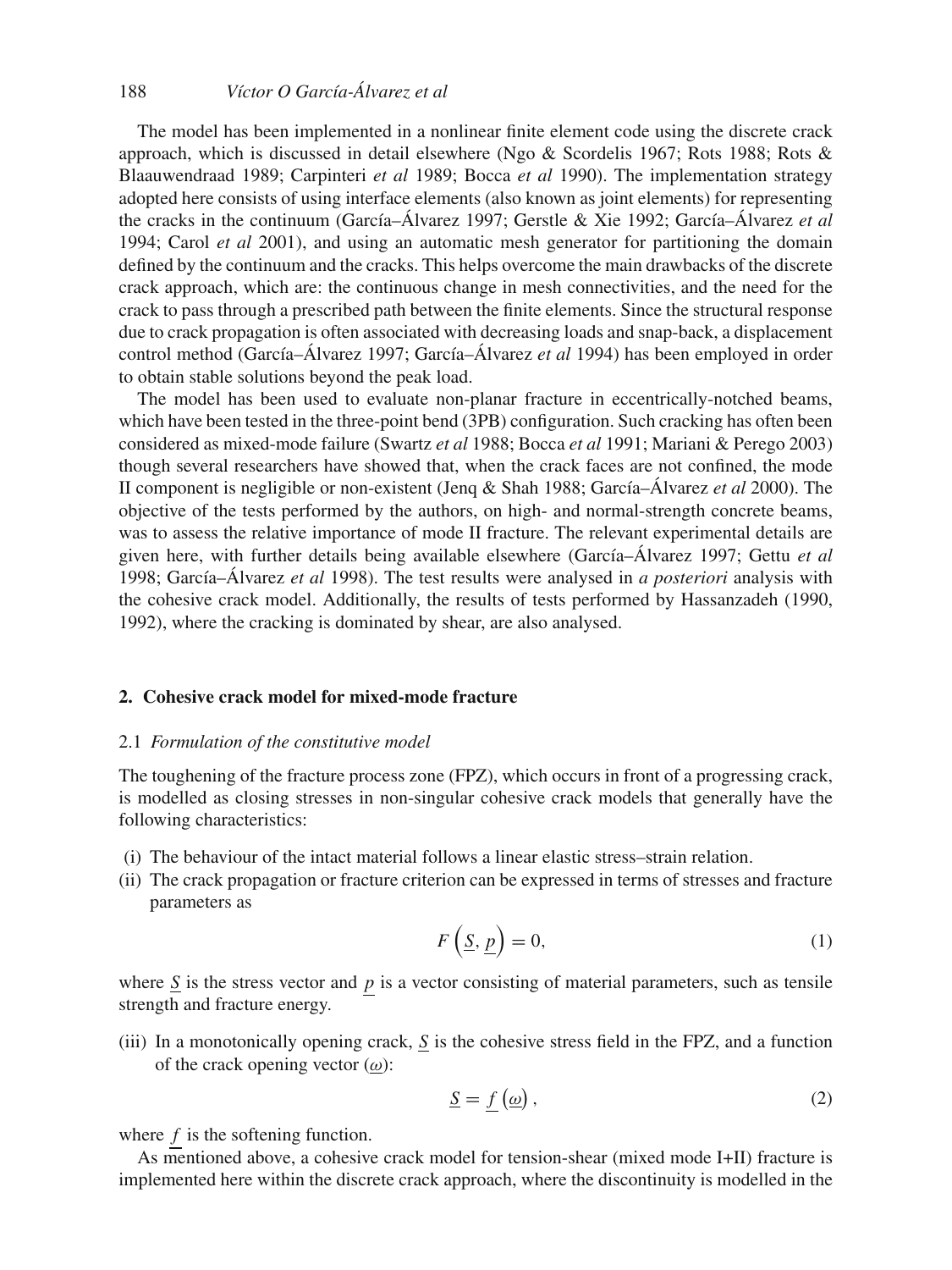The model has been implemented in a nonlinear finite element code using the discrete crack approach, which is discussed in detail elsewhere (Ngo & Scordelis 1967; Rots 1988; Rots & Blaauwendraad 1989; Carpinteri *et al* 1989; Bocca *et al* 1990). The implementation strategy adopted here consists of using interface elements (also known as joint elements) for representing the cracks in the continuum (García–Álvarez 1997; Gerstle & Xie 1992; García–Álvarez *et al* 1994; Carol *et al* 2001), and using an automatic mesh generator for partitioning the domain defined by the continuum and the cracks. This helps overcome the main drawbacks of the discrete crack approach, which are: the continuous change in mesh connectivities, and the need for the crack to pass through a prescribed path between the finite elements. Since the structural response due to crack propagation is often associated with decreasing loads and snap-back, a displacement control method (García–Álvarez 1997; García–Álvarez *et al* 1994) has been employed in order to obtain stable solutions beyond the peak load.

The model has been used to evaluate non-planar fracture in eccentrically-notched beams, which have been tested in the three-point bend (3PB) configuration. Such cracking has often been considered as mixed-mode failure (Swartz *et al* 1988; Bocca *et al* 1991; Mariani & Perego 2003) though several researchers have showed that, when the crack faces are not confined, the mode II component is negligible or non-existent (Jenq & Shah 1988; García–Álvarez *et al* 2000). The objective of the tests performed by the authors, on high- and normal-strength concrete beams, was to assess the relative importance of mode II fracture. The relevant experimental details are given here, with further details being available elsewhere (García–Álvarez 1997; Gettu *et al* 1998; García–Álvarez *et al* 1998). The test results were analysed in *a posteriori* analysis with the cohesive crack model. Additionally, the results of tests performed by Hassanzadeh (1990, 1992), where the cracking is dominated by shear, are also analysed.

## 2. Cohesive crack model for mixed-mode fracture

### 2.1 *Formulation of the constitutive model*

The toughening of the fracture process zone (FPZ), which occurs in front of a progressing crack, is modelled as closing stresses in non-singular cohesive crack models that generally have the following characteristics:

(i) The behaviour of the intact material follows a linear elastic stress–strain relation.

(ii) The crack propagation or fracture criterion can be expressed in terms of stresses and fracture parameters as

$$F\left(\underline{S}, \underline{p}\right) = 0, \tag{1}$$

where $\underline{S}$ is the stress vector and $\underline{p}$ is a vector consisting of material parameters, such as tensile strength and fracture energy.

(iii) In a monotonically opening crack, $\underline{S}$ is the cohesive stress field in the FPZ, and a function of the crack opening vector ($\underline{\omega}$):

$$\underline{S} = \underline{f}\left(\underline{\omega}\right), \tag{2}$$

where $\underline{f}$ is the softening function.

As mentioned above, a cohesive crack model for tension-shear (mixed mode I+II) fracture is implemented here within the discrete crack approach, where the discontinuity is modelled in the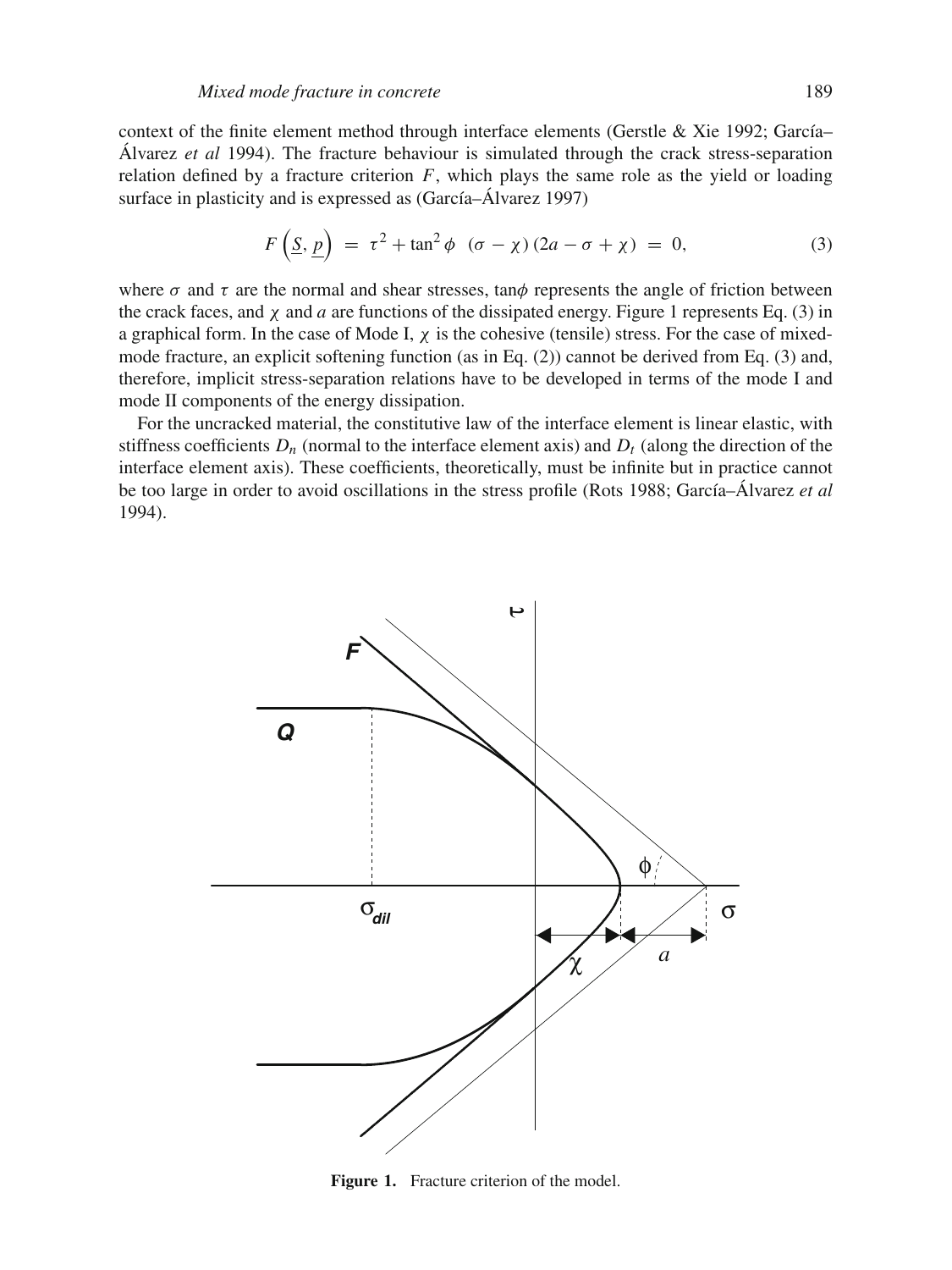context of the finite element method through interface elements (Gerstle & Xie 1992; García–Álvarez *et al* 1994). The fracture behaviour is simulated through the crack stress-separation relation defined by a fracture criterion $F$, which plays the same role as the yield or loading surface in plasticity and is expressed as (García–Álvarez 1997)

$$F\left(\underline{S}, \underline{p}\right) = \tau^2 + \tan^2\phi \;\; (\sigma - \chi)\,(2a - \sigma + \chi) = 0, \tag{3}$$

where $\sigma$ and $\tau$ are the normal and shear stresses, $\tan\phi$ represents the angle of friction between the crack faces, and $\chi$ and $a$ are functions of the dissipated energy. Figure 1 represents Eq. (3) in a graphical form. In the case of Mode I, $\chi$ is the cohesive (tensile) stress. For the case of mixed-mode fracture, an explicit softening function (as in Eq. (2)) cannot be derived from Eq. (3) and, therefore, implicit stress-separation relations have to be developed in terms of the mode I and mode II components of the energy dissipation.

For the uncracked material, the constitutive law of the interface element is linear elastic, with stiffness coefficients $D_n$ (normal to the interface element axis) and $D_t$ (along the direction of the interface element axis). These coefficients, theoretically, must be infinite but in practice cannot be too large in order to avoid oscillations in the stress profile (Rots 1988; García–Álvarez *et al* 1994).

**Figure 1.** Fracture criterion of the model.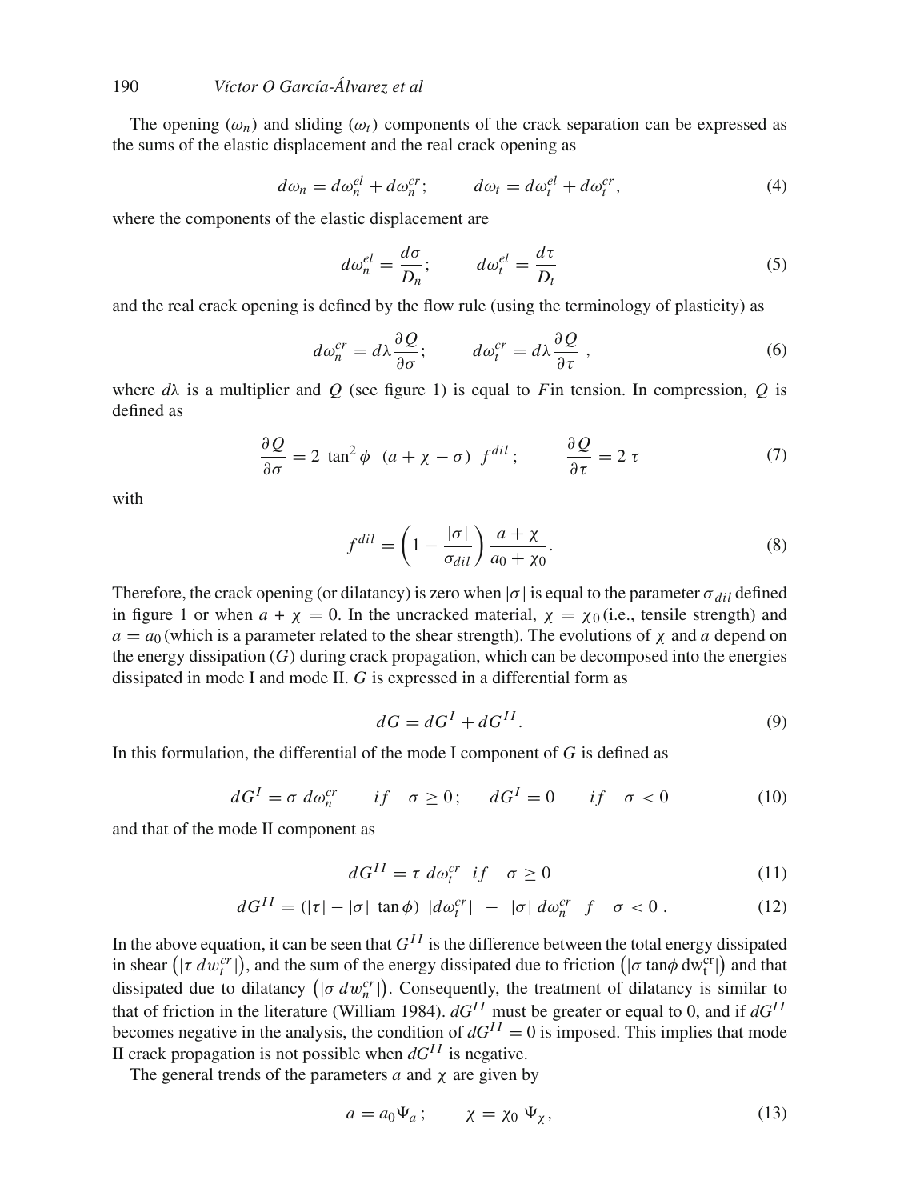The opening ($\omega_n$) and sliding ($\omega_t$) components of the crack separation can be expressed as the sums of the elastic displacement and the real crack opening as

$$d\omega_n = d\omega_n^{el} + d\omega_n^{cr}; \qquad d\omega_t = d\omega_t^{el} + d\omega_t^{cr}, \tag{4}$$

where the components of the elastic displacement are

$$d\omega_n^{el} = \frac{d\sigma}{D_n}; \qquad d\omega_t^{el} = \frac{d\tau}{D_t} \tag{5}$$

and the real crack opening is defined by the flow rule (using the terminology of plasticity) as

$$d\omega_n^{cr} = d\lambda \frac{\partial Q}{\partial \sigma}; \qquad d\omega_t^{cr} = d\lambda \frac{\partial Q}{\partial \tau} \ , \tag{6}$$

where $d\lambda$ is a multiplier and $Q$ (see figure 1) is equal to $F$in tension. In compression, $Q$ is defined as

$$\frac{\partial Q}{\partial \sigma} = 2 \ \tan^2 \phi \ \ (a + \chi - \sigma) \ \ f^{dil}\,; \qquad \frac{\partial Q}{\partial \tau} = 2 \ \tau \tag{7}$$

with

$$f^{dil} = \left(1 - \frac{|\sigma|}{\sigma_{dil}}\right) \frac{a + \chi}{a_0 + \chi_0}. \tag{8}$$

Therefore, the crack opening (or dilatancy) is zero when $|\sigma|$ is equal to the parameter $\sigma_{dil}$ defined in figure 1 or when $a + \chi = 0$. In the uncracked material, $\chi = \chi_0$ (i.e., tensile strength) and $a = a_0$ (which is a parameter related to the shear strength). The evolutions of $\chi$ and $a$ depend on the energy dissipation ($G$) during crack propagation, which can be decomposed into the energies dissipated in mode I and mode II. $G$ is expressed in a differential form as

$$dG = dG^I + dG^{II}. \tag{9}$$

In this formulation, the differential of the mode I component of $G$ is defined as

$$dG^I = \sigma \ d\omega_n^{cr} \qquad if \quad \sigma \geq 0\,; \qquad dG^I = 0 \qquad if \quad \sigma < 0 \tag{10}$$

and that of the mode II component as

$$dG^{II} = \tau \ d\omega_t^{cr} \ \ if \quad \sigma \geq 0 \tag{11}$$

$$dG^{II} = (|\tau| - |\sigma| \ \tan \phi) \ |d\omega_t^{cr}| \ - \ |\sigma| \, d\omega_n^{cr} \quad f \quad \sigma < 0\,. \tag{12}$$

In the above equation, it can be seen that $G^{II}$ is the difference between the total energy dissipated in shear $\left(|\tau \, dw_t^{cr}|\right)$, and the sum of the energy dissipated due to friction $\left(|\sigma \tan\phi \, \mathrm{dw}_t^{cr}|\right)$ and that dissipated due to dilatancy $\left(|\sigma \, dw_n^{cr}|\right)$. Consequently, the treatment of dilatancy is similar to that of friction in the literature (William 1984). $dG^{II}$ must be greater or equal to 0, and if $dG^{II}$ becomes negative in the analysis, the condition of $dG^{II} = 0$ is imposed. This implies that mode II crack propagation is not possible when $dG^{II}$ is negative.

The general trends of the parameters $a$ and $\chi$ are given by

$$a = a_0 \Psi_a\,; \qquad \chi = \chi_0 \ \Psi_\chi, \tag{13}$$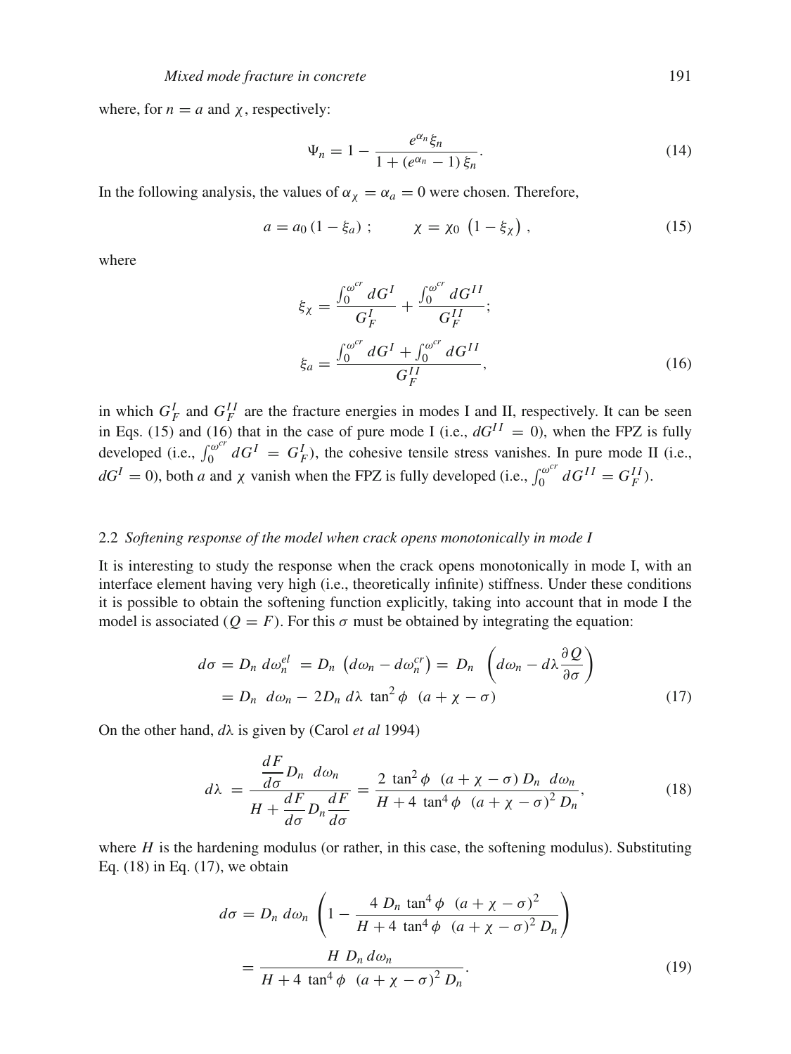where, for $n = a$ and $\chi$, respectively:

$$\Psi_n = 1 - \frac{e^{\alpha_n} \xi_n}{1 + (e^{\alpha_n} - 1)\, \xi_n}. \tag{14}$$

In the following analysis, the values of $\alpha_\chi = \alpha_a = 0$ were chosen. Therefore,

$$a = a_0\,(1 - \xi_a)\ ; \qquad \chi = \chi_0\ \left(1 - \xi_\chi\right), \tag{15}$$

where

$$\xi_\chi = \frac{\int_0^{\omega^{cr}} dG^I}{G_F^I} + \frac{\int_0^{\omega^{cr}} dG^{II}}{G_F^{II}};$$

$$\xi_a = \frac{\int_0^{\omega^{cr}} dG^I + \int_0^{\omega^{cr}} dG^{II}}{G_F^{II}}, \tag{16}$$

in which $G_F^I$ and $G_F^{II}$ are the fracture energies in modes I and II, respectively. It can be seen in Eqs. (15) and (16) that in the case of pure mode I (i.e., $dG^{II} = 0$), when the FPZ is fully developed (i.e., $\int_0^{\omega^{cr}} dG^I = G_F^I$), the cohesive tensile stress vanishes. In pure mode II (i.e., $dG^I = 0$), both $a$ and $\chi$ vanish when the FPZ is fully developed (i.e., $\int_0^{\omega^{cr}} dG^{II} = G_F^{II}$).

### 2.2 *Softening response of the model when crack opens monotonically in mode I*

It is interesting to study the response when the crack opens monotonically in mode I, with an interface element having very high (i.e., theoretically infinite) stiffness. Under these conditions it is possible to obtain the softening function explicitly, taking into account that in mode I the model is associated ($Q = F$). For this $\sigma$ must be obtained by integrating the equation:

$$\begin{aligned} d\sigma &= D_n\ d\omega_n^{el} = D_n\ \left(d\omega_n - d\omega_n^{cr}\right) = D_n\ \left(d\omega_n - d\lambda \frac{\partial Q}{\partial \sigma}\right) \\ &= D_n\ \ d\omega_n - 2 D_n\, d\lambda\ \tan^2\phi\ \ (a + \chi - \sigma) \end{aligned} \tag{17}$$

On the other hand, $d\lambda$ is given by (Carol *et al* 1994)

$$d\lambda = \frac{\dfrac{dF}{d\sigma} D_n\ \ d\omega_n}{H + \dfrac{dF}{d\sigma} D_n \dfrac{dF}{d\sigma}} = \frac{2\ \tan^2\phi\ \ (a + \chi - \sigma)\, D_n\ \ d\omega_n}{H + 4\ \tan^4\phi\ \ (a + \chi - \sigma)^2\, D_n}, \tag{18}$$

where $H$ is the hardening modulus (or rather, in this case, the softening modulus). Substituting Eq. (18) in Eq. (17), we obtain

$$\begin{aligned} d\sigma &= D_n\ d\omega_n\ \left(1 - \frac{4\ D_n\ \tan^4\phi\ \ (a + \chi - \sigma)^2}{H + 4\ \tan^4\phi\ \ (a + \chi - \sigma)^2\, D_n}\right) \\ &= \frac{H\ D_n\, d\omega_n}{H + 4\ \tan^4\phi\ \ (a + \chi - \sigma)^2\, D_n}. \end{aligned} \tag{19}$$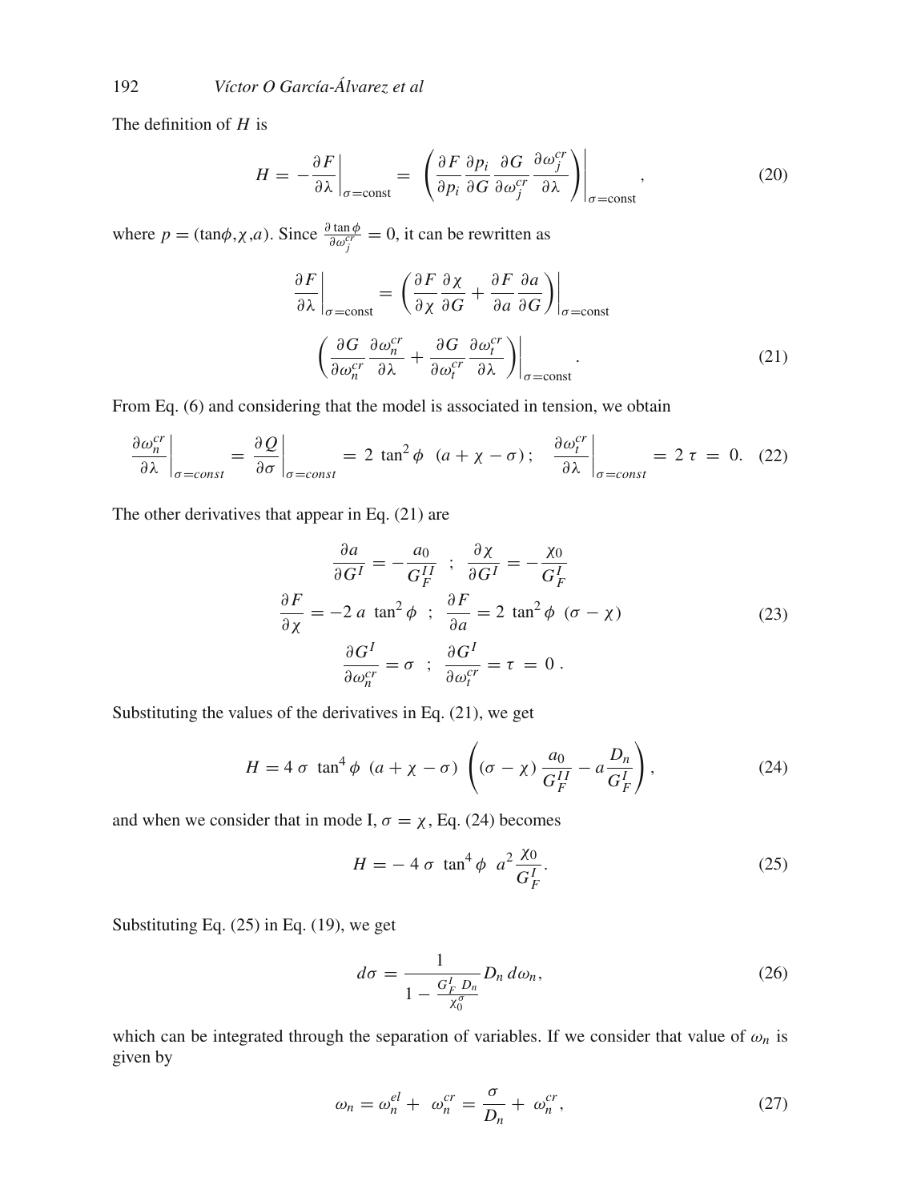The definition of $H$ is

$$H = -\frac{\partial F}{\partial \lambda}\bigg|_{\sigma=\text{const}} = \left(\frac{\partial F}{\partial p_i}\frac{\partial p_i}{\partial G}\frac{\partial G}{\partial \omega_j^{cr}}\frac{\partial \omega_j^{cr}}{\partial \lambda}\right)\bigg|_{\sigma=\text{const}}, \tag{20}$$

where $p = (\tan\phi, \chi, a)$. Since $\frac{\partial \tan\phi}{\partial \omega_j^{cr}} = 0$, it can be rewritten as

$$\frac{\partial F}{\partial \lambda}\bigg|_{\sigma=\text{const}} = \left(\frac{\partial F}{\partial \chi}\frac{\partial \chi}{\partial G} + \frac{\partial F}{\partial a}\frac{\partial a}{\partial G}\right)\bigg|_{\sigma=\text{const}} \left(\frac{\partial G}{\partial \omega_n^{cr}}\frac{\partial \omega_n^{cr}}{\partial \lambda} + \frac{\partial G}{\partial \omega_t^{cr}}\frac{\partial \omega_t^{cr}}{\partial \lambda}\right)\bigg|_{\sigma=\text{const}}. \tag{21}$$

From Eq. (6) and considering that the model is associated in tension, we obtain

$$\frac{\partial \omega_n^{cr}}{\partial \lambda}\bigg|_{\sigma=const} = \frac{\partial Q}{\partial \sigma}\bigg|_{\sigma=const} = 2\,\tan^2\phi\,\,(a + \chi - \sigma)\,; \quad \frac{\partial \omega_t^{cr}}{\partial \lambda}\bigg|_{\sigma=const} = 2\,\tau\, =\, 0. \tag{22}$$

The other derivatives that appear in Eq. (21) are

$$\begin{gathered}
\frac{\partial a}{\partial G^I} = -\frac{a_0}{G_F^{II}} \;\; ; \;\; \frac{\partial \chi}{\partial G^I} = -\frac{\chi_0}{G_F^I} \\
\frac{\partial F}{\partial \chi} = -2\,a\,\,\tan^2\phi \;\; ; \;\; \frac{\partial F}{\partial a} = 2\,\tan^2\phi\,\,(\sigma - \chi) \\
\frac{\partial G^I}{\partial \omega_n^{cr}} = \sigma \;\; ; \;\; \frac{\partial G^I}{\partial \omega_t^{cr}} = \tau\, =\, 0\,.
\end{gathered} \tag{23}$$

Substituting the values of the derivatives in Eq. (21), we get

$$H = 4\,\sigma\,\,\tan^4\phi\,\,(a + \chi - \sigma)\,\left((\sigma - \chi)\,\frac{a_0}{G_F^{II}} - a\frac{D_n}{G_F^I}\right), \tag{24}$$

and when we consider that in mode I, $\sigma = \chi$, Eq. (24) becomes

$$H = -\,4\,\sigma\,\,\tan^4\phi\,\,a^2\frac{\chi_0}{G_F^I}. \tag{25}$$

Substituting Eq. (25) in Eq. (19), we get

$$d\sigma = \frac{1}{1 - \frac{G_F^I\,D_n}{\chi_0^\sigma}} D_n\, d\omega_n, \tag{26}$$

which can be integrated through the separation of variables. If we consider that value of $\omega_n$ is given by

$$\omega_n = \omega_n^{el} + \,\omega_n^{cr} = \frac{\sigma}{D_n} + \,\omega_n^{cr}, \tag{27}$$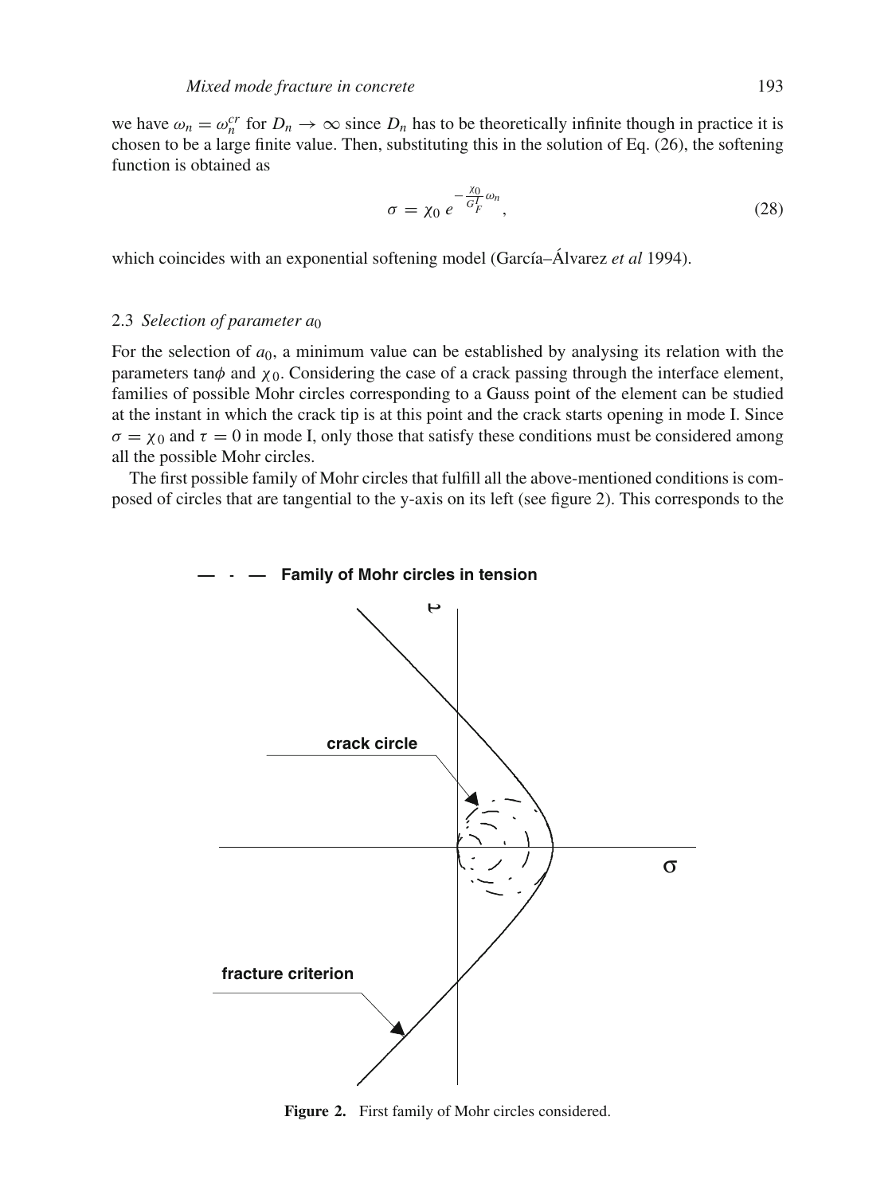we have $\omega_n = \omega_n^{cr}$ for $D_n \to \infty$ since $D_n$ has to be theoretically infinite though in practice it is chosen to be a large finite value. Then, substituting this in the solution of Eq. (26), the softening function is obtained as

$$\sigma = \chi_0 \, e^{-\frac{\chi_0}{G_F^I}\omega_n}, \tag{28}$$

which coincides with an exponential softening model (García–Álvarez *et al* 1994).

### 2.3 *Selection of parameter $a_0$*

For the selection of $a_0$, a minimum value can be established by analysing its relation with the parameters $\tan\phi$ and $\chi_0$. Considering the case of a crack passing through the interface element, families of possible Mohr circles corresponding to a Gauss point of the element can be studied at the instant in which the crack tip is at this point and the crack starts opening in mode I. Since $\sigma = \chi_0$ and $\tau = 0$ in mode I, only those that satisfy these conditions must be considered among all the possible Mohr circles.

The first possible family of Mohr circles that fulfill all the above-mentioned conditions is composed of circles that are tangential to the y-axis on its left (see figure 2). This corresponds to the

**Figure 2.** First family of Mohr circles considered.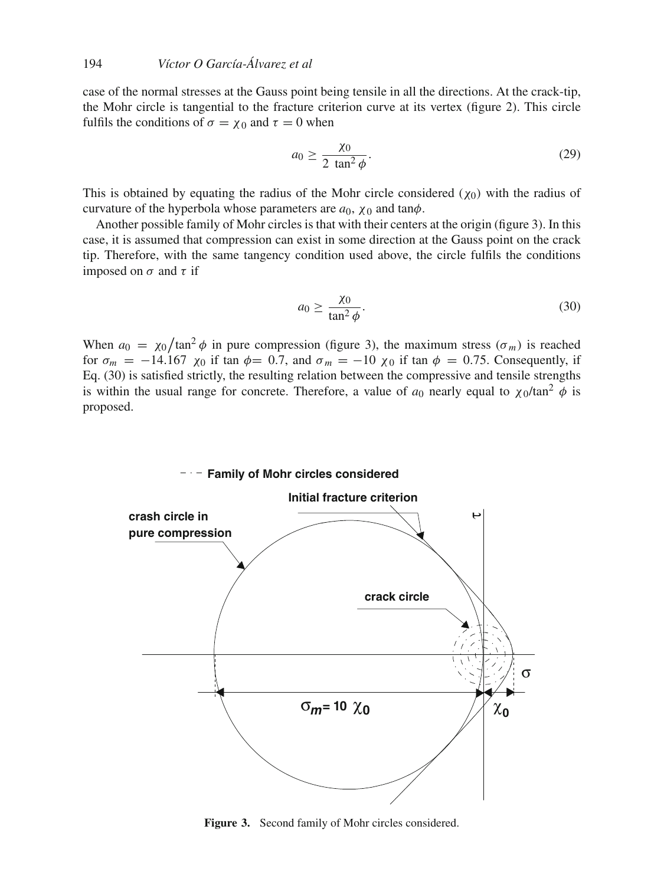case of the normal stresses at the Gauss point being tensile in all the directions. At the crack-tip, the Mohr circle is tangential to the fracture criterion curve at its vertex (figure 2). This circle fulfils the conditions of $\sigma = \chi_0$ and $\tau = 0$ when

$$a_0 \geq \frac{\chi_0}{2\ \tan^2 \phi}. \tag{29}$$

This is obtained by equating the radius of the Mohr circle considered ($\chi_0$) with the radius of curvature of the hyperbola whose parameters are $a_0$, $\chi_0$ and $\tan\phi$.

Another possible family of Mohr circles is that with their centers at the origin (figure 3). In this case, it is assumed that compression can exist in some direction at the Gauss point on the crack tip. Therefore, with the same tangency condition used above, the circle fulfils the conditions imposed on $\sigma$ and $\tau$ if

$$a_0 \geq \frac{\chi_0}{\tan^2 \phi}. \tag{30}$$

When $a_0 = \chi_0 / \tan^2 \phi$ in pure compression (figure 3), the maximum stress ($\sigma_m$) is reached for $\sigma_m = -14.167\ \chi_0$ if $\tan \phi = 0.7$, and $\sigma_m = -10\ \chi_0$ if $\tan \phi = 0.75$. Consequently, if Eq. (30) is satisfied strictly, the resulting relation between the compressive and tensile strengths is within the usual range for concrete. Therefore, a value of $a_0$ nearly equal to $\chi_0/\tan^2 \phi$ is proposed.

**Figure 3.** Second family of Mohr circles considered.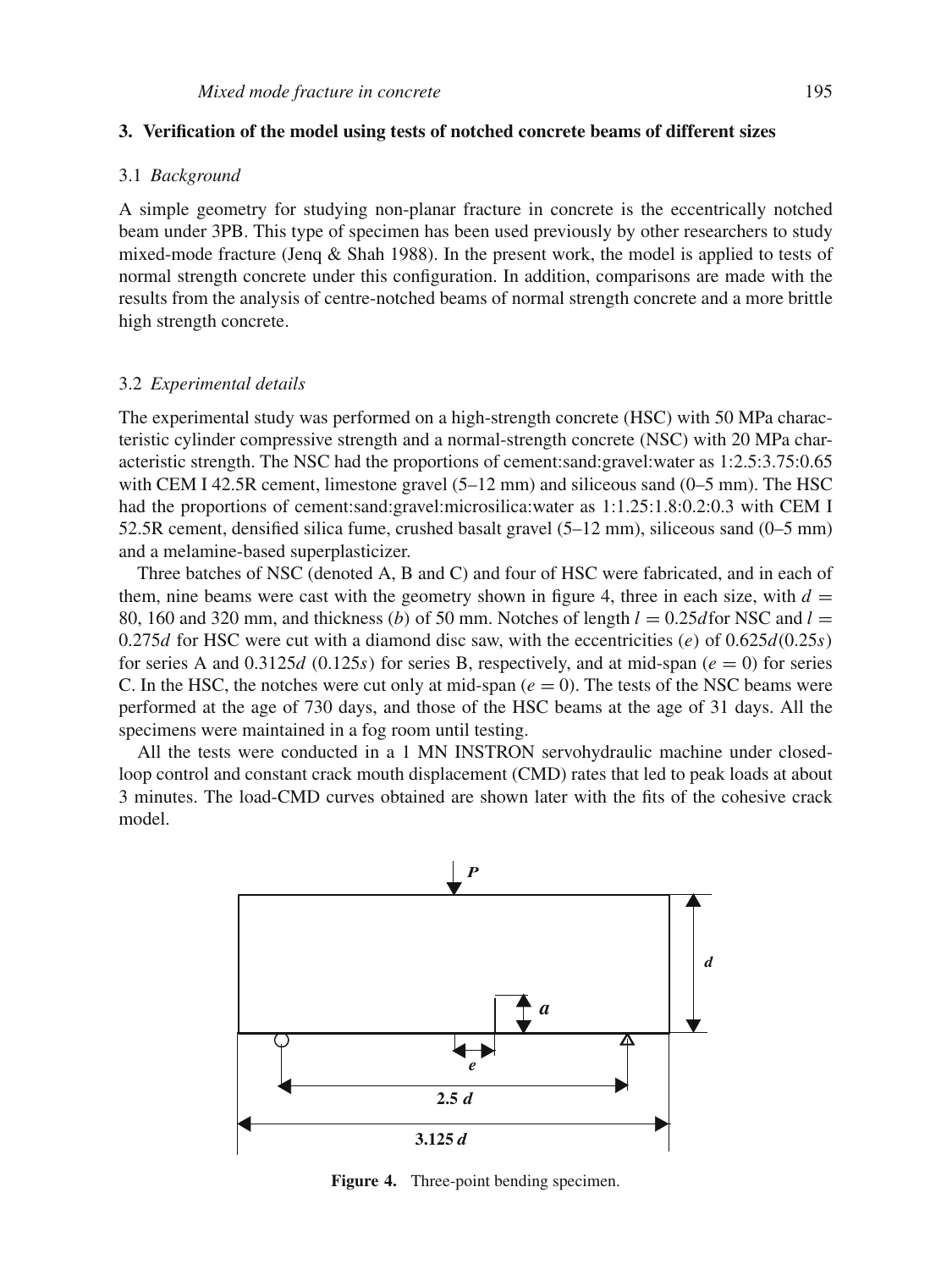## 3. Verification of the model using tests of notched concrete beams of different sizes

### 3.1 *Background*

A simple geometry for studying non-planar fracture in concrete is the eccentrically notched beam under 3PB. This type of specimen has been used previously by other researchers to study mixed-mode fracture (Jenq & Shah 1988). In the present work, the model is applied to tests of normal strength concrete under this configuration. In addition, comparisons are made with the results from the analysis of centre-notched beams of normal strength concrete and a more brittle high strength concrete.

### 3.2 *Experimental details*

The experimental study was performed on a high-strength concrete (HSC) with 50 MPa characteristic cylinder compressive strength and a normal-strength concrete (NSC) with 20 MPa characteristic strength. The NSC had the proportions of cement:sand:gravel:water as 1:2.5:3.75:0.65 with CEM I 42.5R cement, limestone gravel (5–12 mm) and siliceous sand (0–5 mm). The HSC had the proportions of cement:sand:gravel:microsilica:water as 1:1.25:1.8:0.2:0.3 with CEM I 52.5R cement, densified silica fume, crushed basalt gravel (5–12 mm), siliceous sand (0–5 mm) and a melamine-based superplasticizer.

Three batches of NSC (denoted A, B and C) and four of HSC were fabricated, and in each of them, nine beams were cast with the geometry shown in figure 4, three in each size, with $d =$ 80, 160 and 320 mm, and thickness ($b$) of 50 mm. Notches of length $l = 0.25d$ for NSC and $l = 0.275d$ for HSC were cut with a diamond disc saw, with the eccentricities ($e$) of $0.625d(0.25s)$ for series A and $0.3125d$ $(0.125s)$ for series B, respectively, and at mid-span ($e = 0$) for series C. In the HSC, the notches were cut only at mid-span ($e = 0$). The tests of the NSC beams were performed at the age of 730 days, and those of the HSC beams at the age of 31 days. All the specimens were maintained in a fog room until testing.

All the tests were conducted in a 1 MN INSTRON servohydraulic machine under closed-loop control and constant crack mouth displacement (CMD) rates that led to peak loads at about 3 minutes. The load-CMD curves obtained are shown later with the fits of the cohesive crack model.

**Figure 4.** Three-point bending specimen.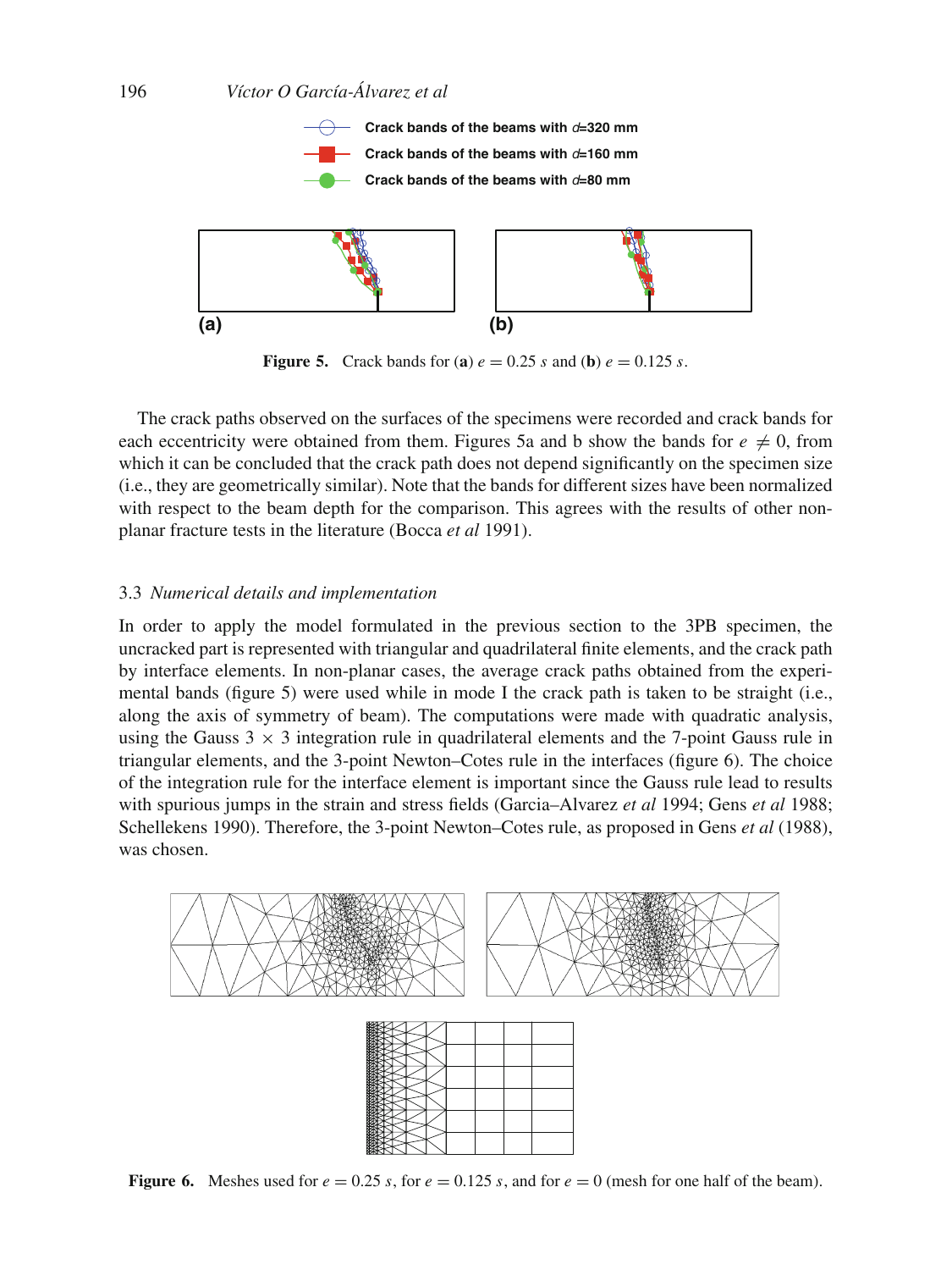Figure 5. Crack bands for (**a**) $e = 0.25\ s$ and (**b**) $e = 0.125\ s$.

The crack paths observed on the surfaces of the specimens were recorded and crack bands for each eccentricity were obtained from them. Figures 5a and b show the bands for $e \neq 0$, from which it can be concluded that the crack path does not depend significantly on the specimen size (i.e., they are geometrically similar). Note that the bands for different sizes have been normalized with respect to the beam depth for the comparison. This agrees with the results of other non-planar fracture tests in the literature (Bocca *et al* 1991).

### 3.3 *Numerical details and implementation*

In order to apply the model formulated in the previous section to the 3PB specimen, the uncracked part is represented with triangular and quadrilateral finite elements, and the crack path by interface elements. In non-planar cases, the average crack paths obtained from the experimental bands (figure 5) were used while in mode I the crack path is taken to be straight (i.e., along the axis of symmetry of beam). The computations were made with quadratic analysis, using the Gauss $3 \times 3$ integration rule in quadrilateral elements and the 7-point Gauss rule in triangular elements, and the 3-point Newton–Cotes rule in the interfaces (figure 6). The choice of the integration rule for the interface element is important since the Gauss rule lead to results with spurious jumps in the strain and stress fields (Garcia–Alvarez *et al* 1994; Gens *et al* 1988; Schellekens 1990). Therefore, the 3-point Newton–Cotes rule, as proposed in Gens *et al* (1988), was chosen.

Figure 6. Meshes used for $e = 0.25\ s$, for $e = 0.125\ s$, and for $e = 0$ (mesh for one half of the beam).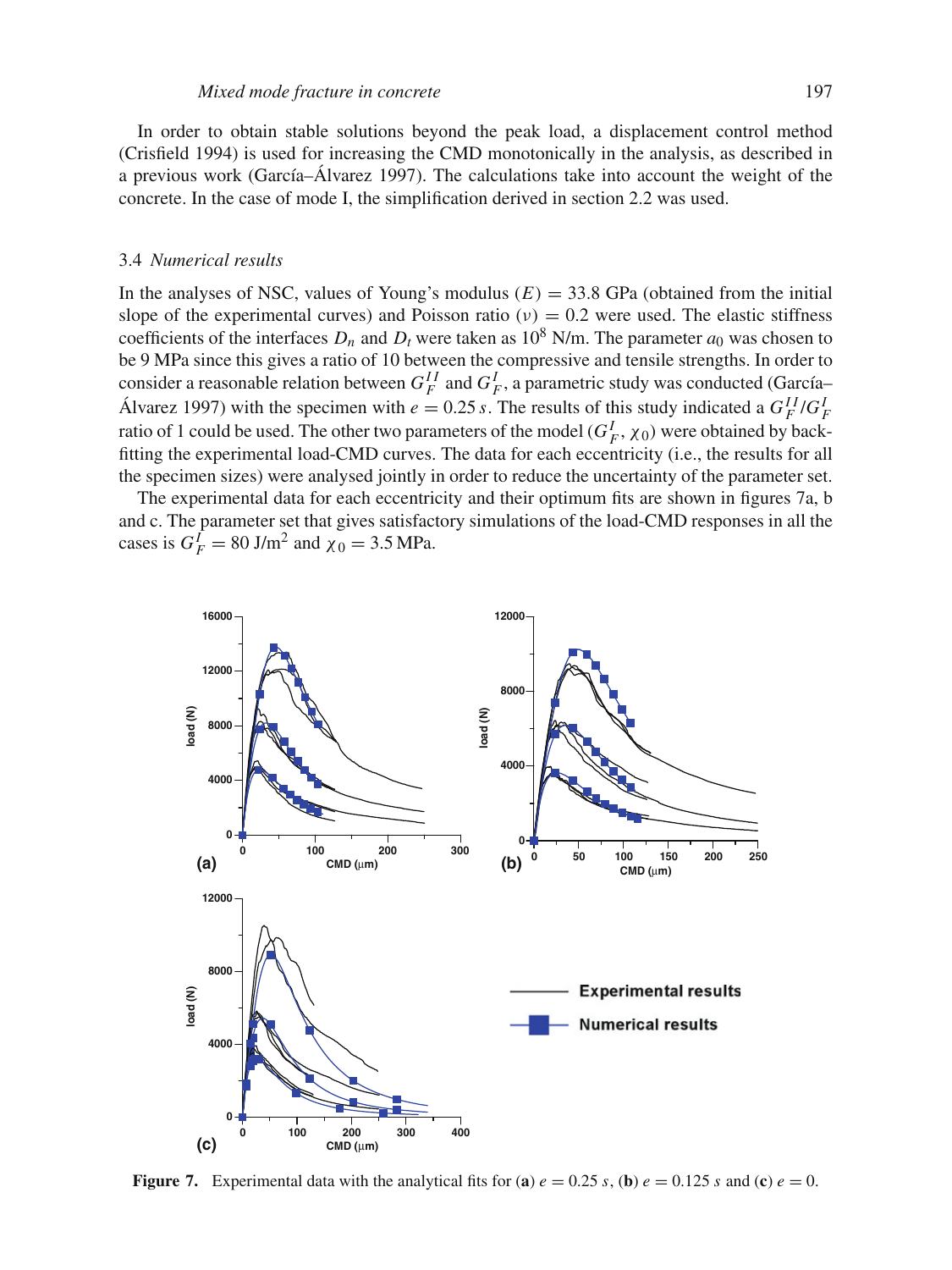In order to obtain stable solutions beyond the peak load, a displacement control method (Crisfield 1994) is used for increasing the CMD monotonically in the analysis, as described in a previous work (García–Álvarez 1997). The calculations take into account the weight of the concrete. In the case of mode I, the simplification derived in section 2.2 was used.

### 3.4 *Numerical results*

In the analyses of NSC, values of Young's modulus ($E$) = 33.8 GPa (obtained from the initial slope of the experimental curves) and Poisson ratio ($\nu$) = 0.2 were used. The elastic stiffness coefficients of the interfaces $D_n$ and $D_t$ were taken as $10^8$ N/m. The parameter $a_0$ was chosen to be 9 MPa since this gives a ratio of 10 between the compressive and tensile strengths. In order to consider a reasonable relation between $G_F^{II}$ and $G_F^{I}$, a parametric study was conducted (García–Álvarez 1997) with the specimen with $e = 0.25\,s$. The results of this study indicated a $G_F^{II}/G_F^{I}$ ratio of 1 could be used. The other two parameters of the model ($G_F^{I}$, $\chi_0$) were obtained by back-fitting the experimental load-CMD curves. The data for each eccentricity (i.e., the results for all the specimen sizes) were analysed jointly in order to reduce the uncertainty of the parameter set.

The experimental data for each eccentricity and their optimum fits are shown in figures 7a, b and c. The parameter set that gives satisfactory simulations of the load-CMD responses in all the cases is $G_F^{I} = 80$ J/m$^2$ and $\chi_0 = 3.5$ MPa.

**Figure 7.** Experimental data with the analytical fits for (**a**) $e = 0.25\,s$, (**b**) $e = 0.125\,s$ and (**c**) $e = 0$.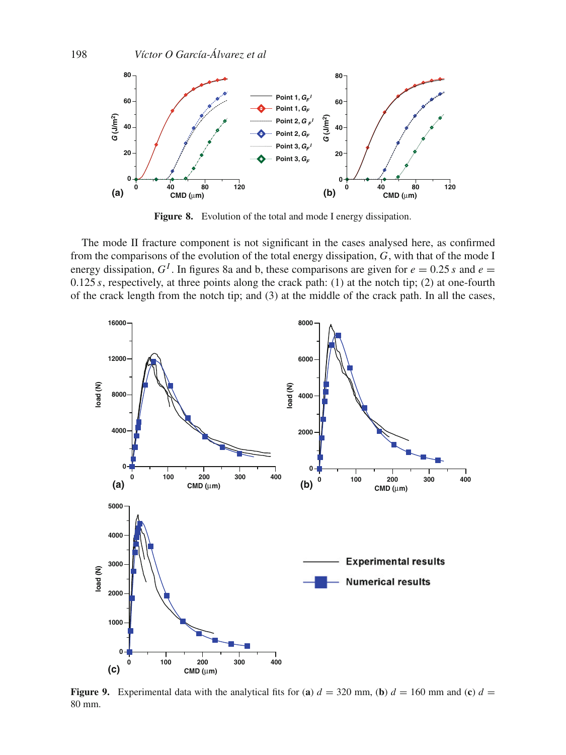Figure 8. Evolution of the total and mode I energy dissipation.

The mode II fracture component is not significant in the cases analysed here, as confirmed from the comparisons of the evolution of the total energy dissipation, $G$, with that of the mode I energy dissipation, $G^I$. In figures 8a and b, these comparisons are given for $e = 0.25\,s$ and $e = 0.125\,s$, respectively, at three points along the crack path: (1) at the notch tip; (2) at one-fourth of the crack length from the notch tip; and (3) at the middle of the crack path. In all the cases,

Figure 9. Experimental data with the analytical fits for (**a**) $d = 320$ mm, (**b**) $d = 160$ mm and (**c**) $d = 80$ mm.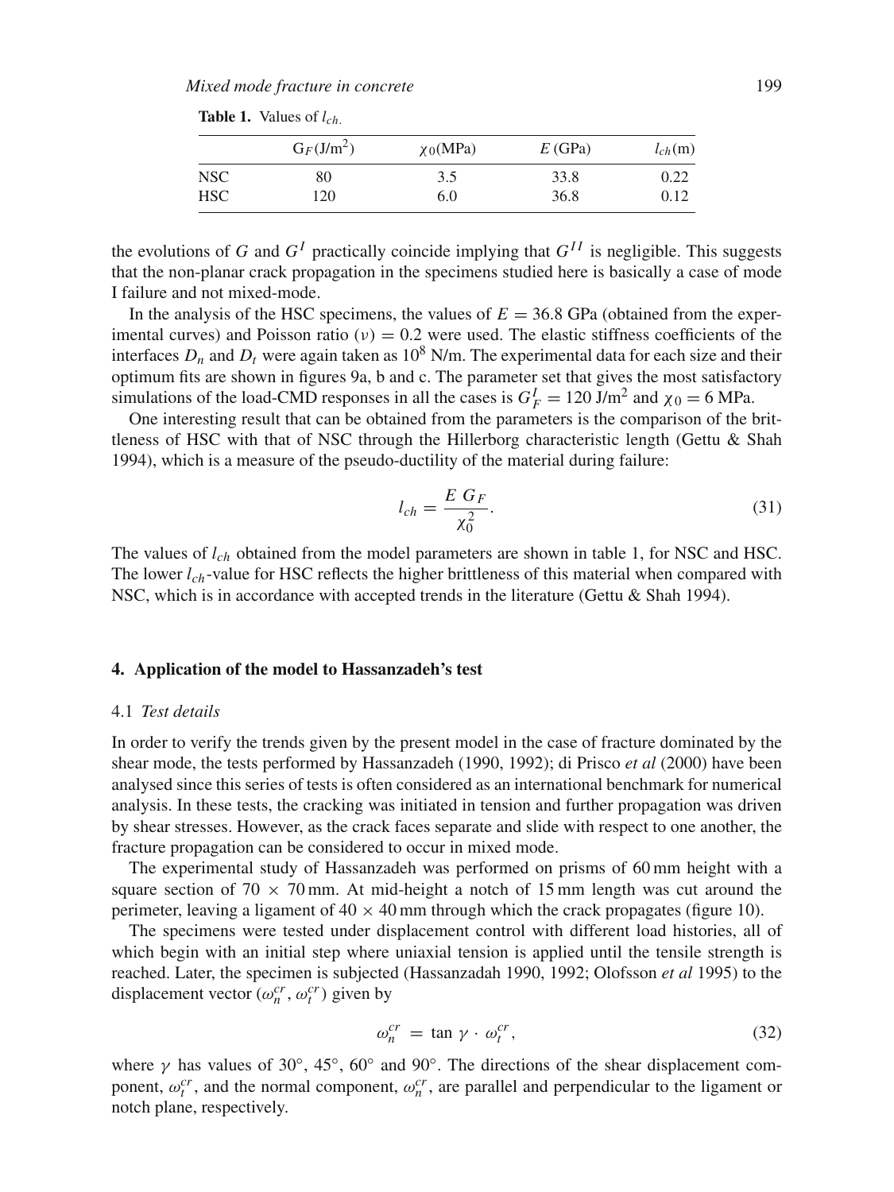**Table 1.** Values of $l_{ch.}$

| | $G_F$(J/m$^2$) | $\chi_0$(MPa) | $E$ (GPa) | $l_{ch}$(m) |
|---|---|---|---|---|
| NSC | 80 | 3.5 | 33.8 | 0.22 |
| HSC | 120 | 6.0 | 36.8 | 0.12 |

the evolutions of $G$ and $G^I$ practically coincide implying that $G^{II}$ is negligible. This suggests that the non-planar crack propagation in the specimens studied here is basically a case of mode I failure and not mixed-mode.

In the analysis of the HSC specimens, the values of $E = 36.8$ GPa (obtained from the experimental curves) and Poisson ratio ($\nu$) = 0.2 were used. The elastic stiffness coefficients of the interfaces $D_n$ and $D_t$ were again taken as $10^8$ N/m. The experimental data for each size and their optimum fits are shown in figures 9a, b and c. The parameter set that gives the most satisfactory simulations of the load-CMD responses in all the cases is $G_F^I = 120$ J/m$^2$ and $\chi_0 = 6$ MPa.

One interesting result that can be obtained from the parameters is the comparison of the brittleness of HSC with that of NSC through the Hillerborg characteristic length (Gettu & Shah 1994), which is a measure of the pseudo-ductility of the material during failure:

$$l_{ch} = \frac{E\ G_F}{\chi_0^2}. \tag{31}$$

The values of $l_{ch}$ obtained from the model parameters are shown in table 1, for NSC and HSC. The lower $l_{ch}$-value for HSC reflects the higher brittleness of this material when compared with NSC, which is in accordance with accepted trends in the literature (Gettu & Shah 1994).

## 4. Application of the model to Hassanzadeh's test

### 4.1 *Test details*

In order to verify the trends given by the present model in the case of fracture dominated by the shear mode, the tests performed by Hassanzadeh (1990, 1992); di Prisco *et al* (2000) have been analysed since this series of tests is often considered as an international benchmark for numerical analysis. In these tests, the cracking was initiated in tension and further propagation was driven by shear stresses. However, as the crack faces separate and slide with respect to one another, the fracture propagation can be considered to occur in mixed mode.

The experimental study of Hassanzadeh was performed on prisms of 60 mm height with a square section of 70 × 70 mm. At mid-height a notch of 15 mm length was cut around the perimeter, leaving a ligament of 40 × 40 mm through which the crack propagates (figure 10).

The specimens were tested under displacement control with different load histories, all of which begin with an initial step where uniaxial tension is applied until the tensile strength is reached. Later, the specimen is subjected (Hassanzadah 1990, 1992; Olofsson *et al* 1995) to the displacement vector ($\omega_n^{cr}$, $\omega_t^{cr}$) given by

$$\omega_n^{cr} = \tan\gamma \cdot \omega_t^{cr}, \tag{32}$$

where $\gamma$ has values of 30°, 45°, 60° and 90°. The directions of the shear displacement component, $\omega_t^{cr}$, and the normal component, $\omega_n^{cr}$, are parallel and perpendicular to the ligament or notch plane, respectively.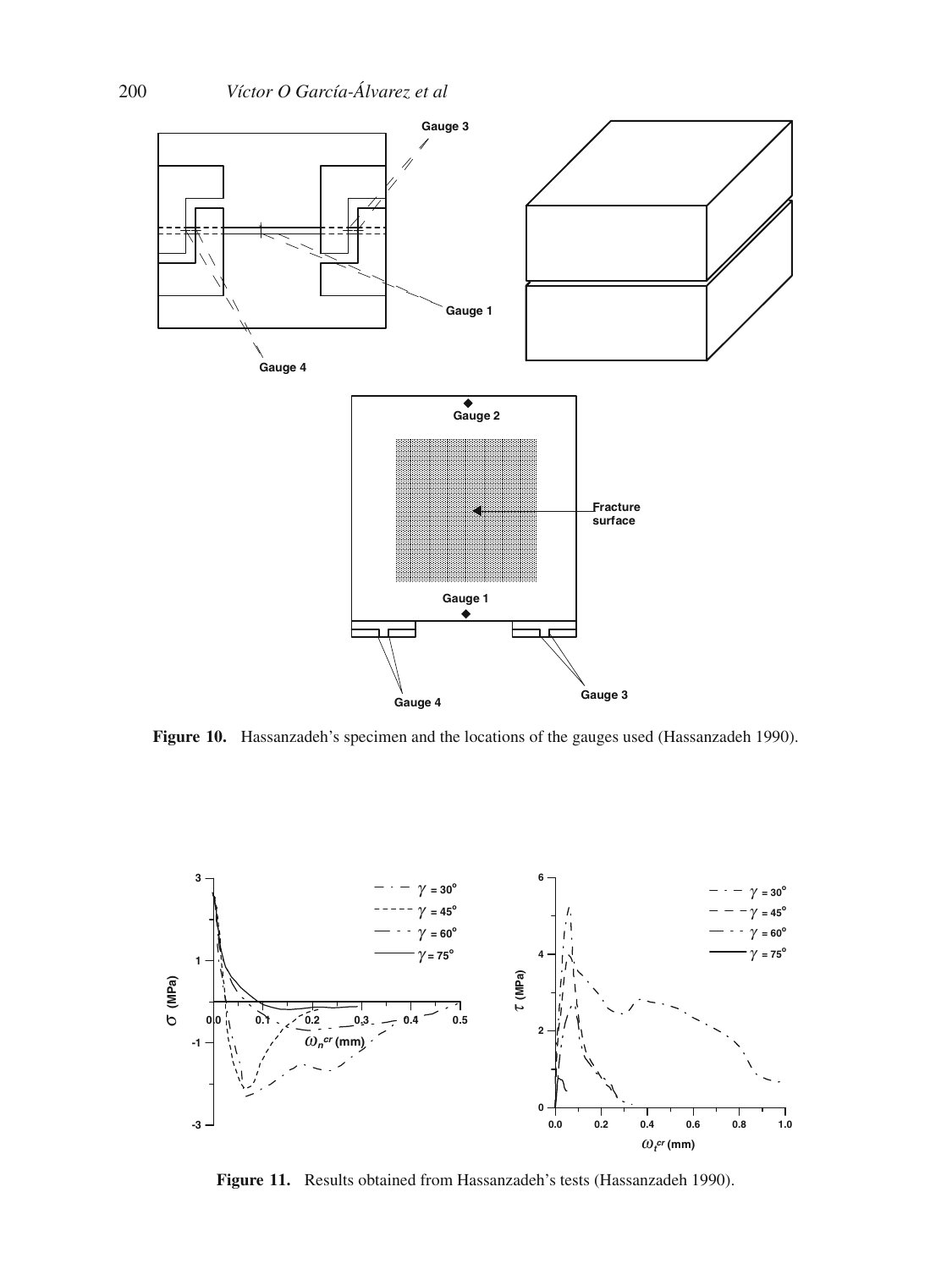**Figure 10.** Hassanzadeh's specimen and the locations of the gauges used (Hassanzadeh 1990).

**Figure 11.** Results obtained from Hassanzadeh's tests (Hassanzadeh 1990).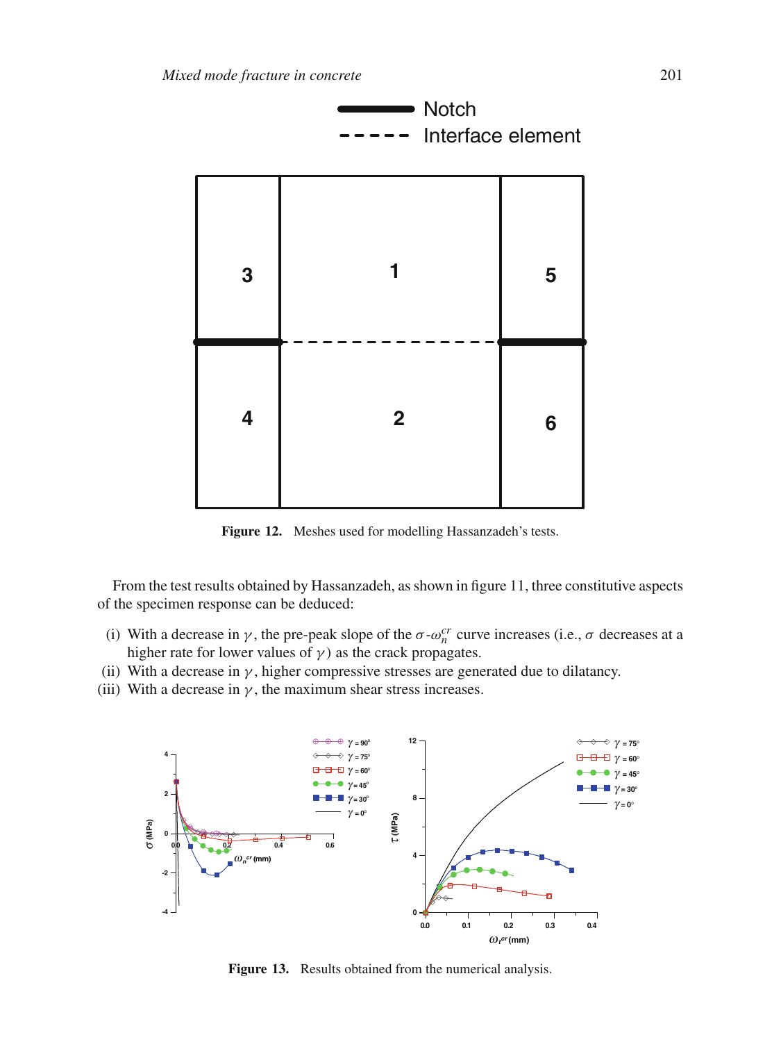Figure 12. Meshes used for modelling Hassanzadeh's tests.

From the test results obtained by Hassanzadeh, as shown in figure 11, three constitutive aspects of the specimen response can be deduced:

(i) With a decrease in $\gamma$, the pre-peak slope of the $\sigma$-$\omega_n^{cr}$ curve increases (i.e., $\sigma$ decreases at a higher rate for lower values of $\gamma$) as the crack propagates.
(ii) With a decrease in $\gamma$, higher compressive stresses are generated due to dilatancy.
(iii) With a decrease in $\gamma$, the maximum shear stress increases.

Figure 13. Results obtained from the numerical analysis.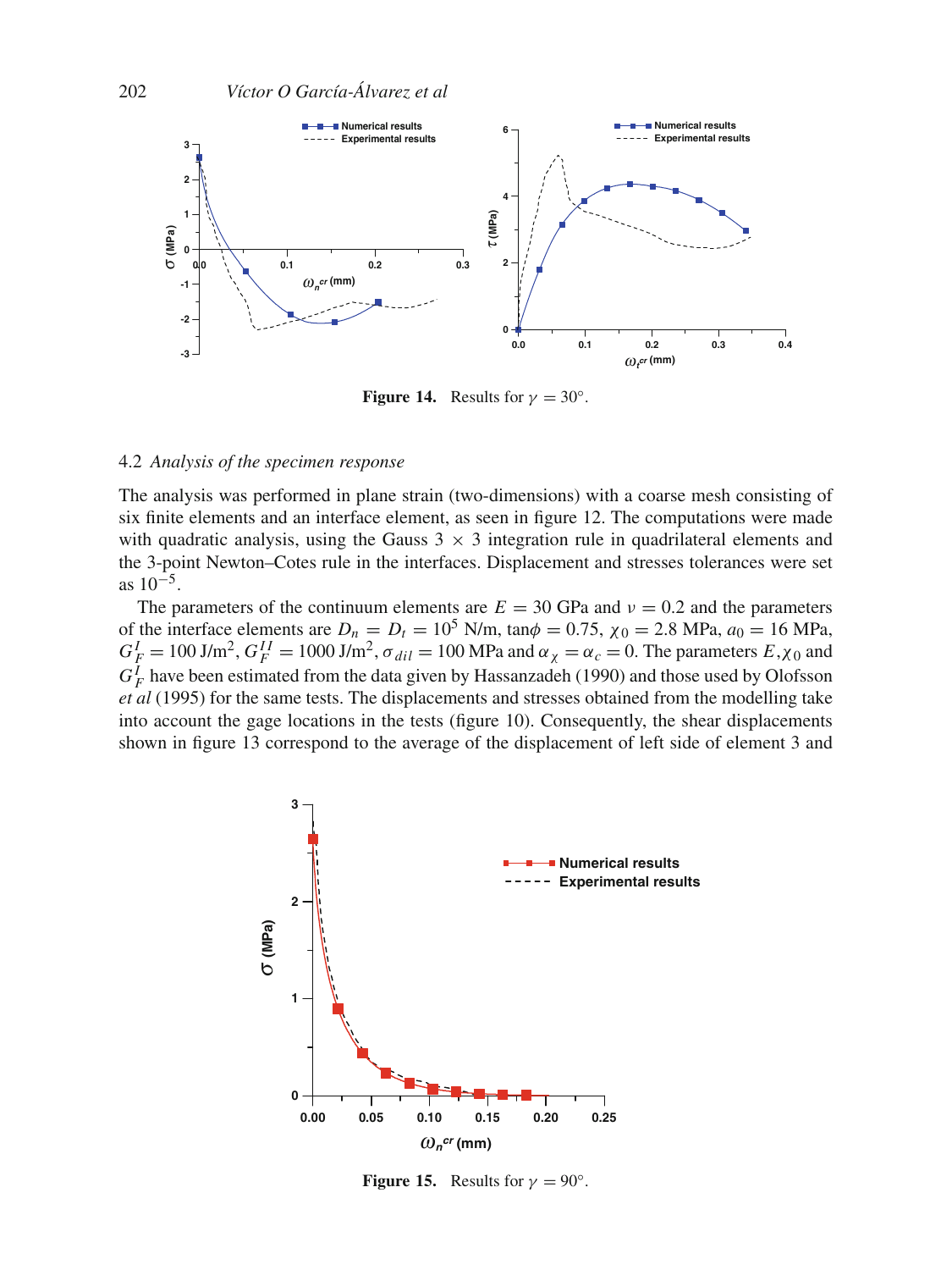**Figure 14.** Results for $\gamma = 30°$.

### 4.2 *Analysis of the specimen response*

The analysis was performed in plane strain (two-dimensions) with a coarse mesh consisting of six finite elements and an interface element, as seen in figure 12. The computations were made with quadratic analysis, using the Gauss $3 \times 3$ integration rule in quadrilateral elements and the 3-point Newton–Cotes rule in the interfaces. Displacement and stresses tolerances were set as $10^{-5}$.

The parameters of the continuum elements are $E = 30$ GPa and $\nu = 0.2$ and the parameters of the interface elements are $D_n = D_t = 10^5$ N/m, $\tan\phi = 0.75$, $\chi_0 = 2.8$ MPa, $a_0 = 16$ MPa, $G_F^I = 100$ J/m$^2$, $G_F^{II} = 1000$ J/m$^2$, $\sigma_{dil} = 100$ MPa and $\alpha_\chi = \alpha_c = 0$. The parameters $E$, $\chi_0$ and $G_F^I$ have been estimated from the data given by Hassanzadeh (1990) and those used by Olofsson *et al* (1995) for the same tests. The displacements and stresses obtained from the modelling take into account the gage locations in the tests (figure 10). Consequently, the shear displacements shown in figure 13 correspond to the average of the displacement of left side of element 3 and

**Figure 15.** Results for $\gamma = 90°$.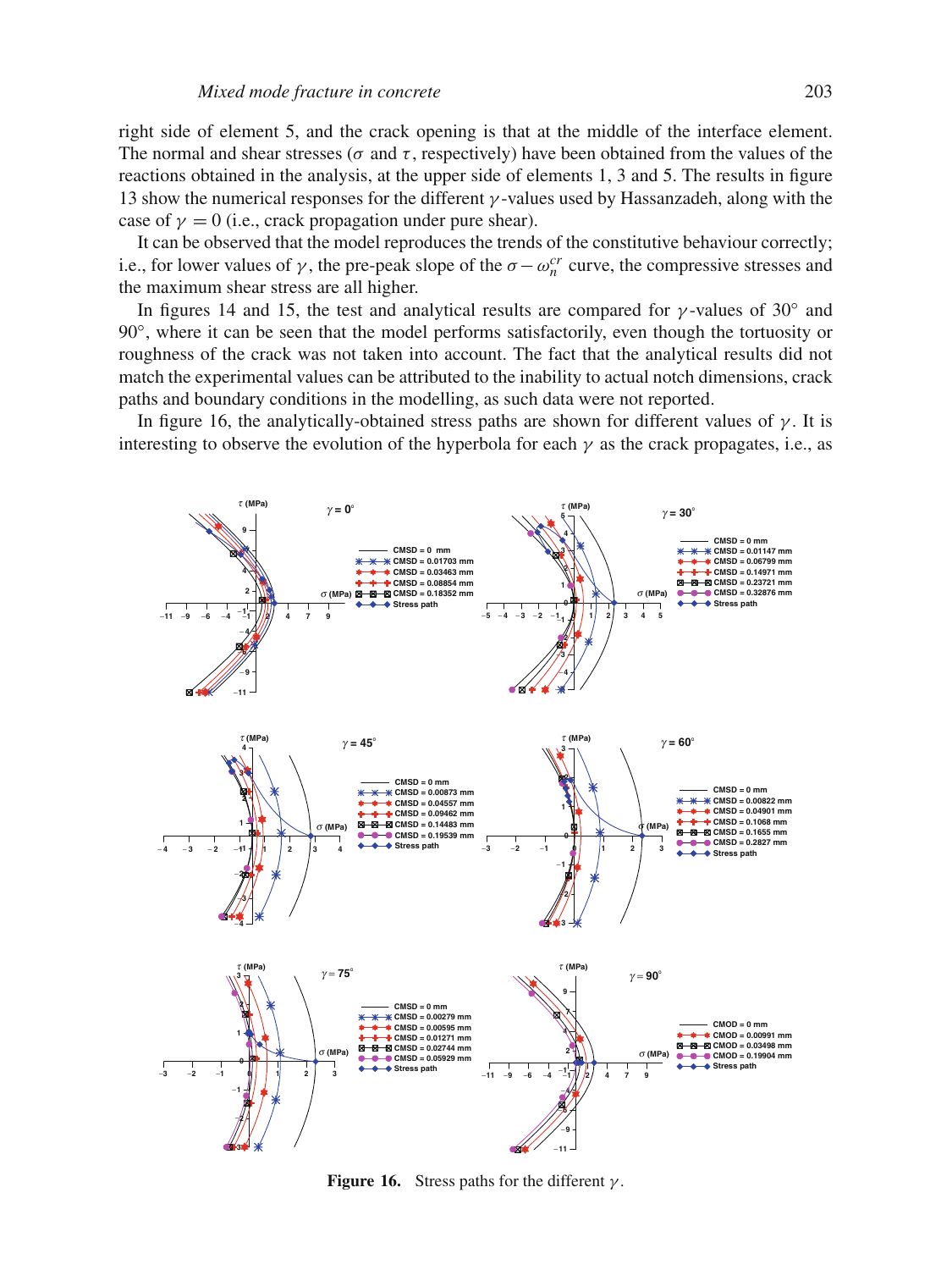right side of element 5, and the crack opening is that at the middle of the interface element. The normal and shear stresses ($\sigma$ and $\tau$, respectively) have been obtained from the values of the reactions obtained in the analysis, at the upper side of elements 1, 3 and 5. The results in figure 13 show the numerical responses for the different $\gamma$-values used by Hassanzadeh, along with the case of $\gamma = 0$ (i.e., crack propagation under pure shear).

It can be observed that the model reproduces the trends of the constitutive behaviour correctly; i.e., for lower values of $\gamma$, the pre-peak slope of the $\sigma - \omega_n^{cr}$ curve, the compressive stresses and the maximum shear stress are all higher.

In figures 14 and 15, the test and analytical results are compared for $\gamma$-values of 30° and 90°, where it can be seen that the model performs satisfactorily, even though the tortuosity or roughness of the crack was not taken into account. The fact that the analytical results did not match the experimental values can be attributed to the inability to actual notch dimensions, crack paths and boundary conditions in the modelling, as such data were not reported.

In figure 16, the analytically-obtained stress paths are shown for different values of $\gamma$. It is interesting to observe the evolution of the hyperbola for each $\gamma$ as the crack propagates, i.e., as

**Figure 16.** Stress paths for the different $\gamma$.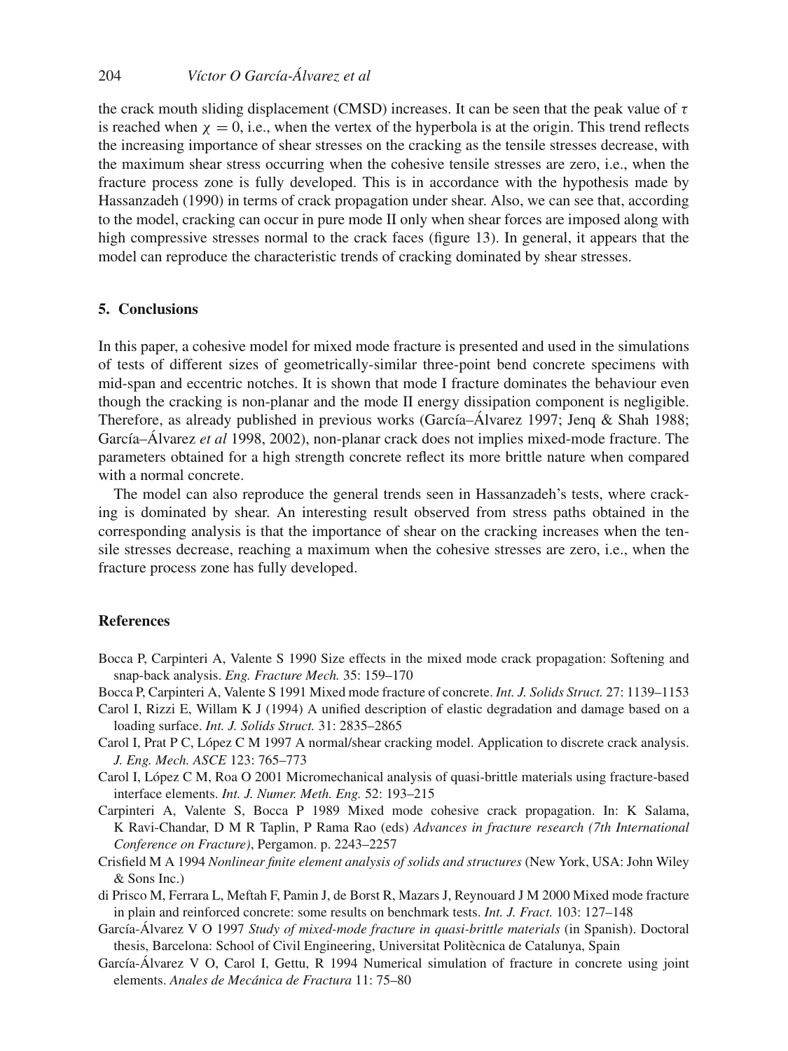the crack mouth sliding displacement (CMSD) increases. It can be seen that the peak value of $\tau$ is reached when $\chi = 0$, i.e., when the vertex of the hyperbola is at the origin. This trend reflects the increasing importance of shear stresses on the cracking as the tensile stresses decrease, with the maximum shear stress occurring when the cohesive tensile stresses are zero, i.e., when the fracture process zone is fully developed. This is in accordance with the hypothesis made by Hassanzadeh (1990) in terms of crack propagation under shear. Also, we can see that, according to the model, cracking can occur in pure mode II only when shear forces are imposed along with high compressive stresses normal to the crack faces (figure 13). In general, it appears that the model can reproduce the characteristic trends of cracking dominated by shear stresses.

## 5. Conclusions

In this paper, a cohesive model for mixed mode fracture is presented and used in the simulations of tests of different sizes of geometrically-similar three-point bend concrete specimens with mid-span and eccentric notches. It is shown that mode I fracture dominates the behaviour even though the cracking is non-planar and the mode II energy dissipation component is negligible. Therefore, as already published in previous works (García–Álvarez 1997; Jenq & Shah 1988; García–Álvarez *et al* 1998, 2002), non-planar crack does not implies mixed-mode fracture. The parameters obtained for a high strength concrete reflect its more brittle nature when compared with a normal concrete.

The model can also reproduce the general trends seen in Hassanzadeh's tests, where cracking is dominated by shear. An interesting result observed from stress paths obtained in the corresponding analysis is that the importance of shear on the cracking increases when the tensile stresses decrease, reaching a maximum when the cohesive stresses are zero, i.e., when the fracture process zone has fully developed.

## References

Bocca P, Carpinteri A, Valente S 1990 Size effects in the mixed mode crack propagation: Softening and snap-back analysis. *Eng. Fracture Mech.* 35: 159–170

Bocca P, Carpinteri A, Valente S 1991 Mixed mode fracture of concrete. *Int. J. Solids Struct.* 27: 1139–1153

Carol I, Rizzi E, Willam K J (1994) A unified description of elastic degradation and damage based on a loading surface. *Int. J. Solids Struct.* 31: 2835–2865

Carol I, Prat P C, López C M 1997 A normal/shear cracking model. Application to discrete crack analysis. *J. Eng. Mech. ASCE* 123: 765–773

Carol I, López C M, Roa O 2001 Micromechanical analysis of quasi-brittle materials using fracture-based interface elements. *Int. J. Numer. Meth. Eng.* 52: 193–215

Carpinteri A, Valente S, Bocca P 1989 Mixed mode cohesive crack propagation. In: K Salama, K Ravi-Chandar, D M R Taplin, P Rama Rao (eds) *Advances in fracture research (7th International Conference on Fracture)*, Pergamon. p. 2243–2257

Crisfield M A 1994 *Nonlinear finite element analysis of solids and structures* (New York, USA: John Wiley & Sons Inc.)

di Prisco M, Ferrara L, Meftah F, Pamin J, de Borst R, Mazars J, Reynouard J M 2000 Mixed mode fracture in plain and reinforced concrete: some results on benchmark tests. *Int. J. Fract.* 103: 127–148

García-Álvarez V O 1997 *Study of mixed-mode fracture in quasi-brittle materials* (in Spanish). Doctoral thesis, Barcelona: School of Civil Engineering, Universitat Politècnica de Catalunya, Spain

García-Álvarez V O, Carol I, Gettu, R 1994 Numerical simulation of fracture in concrete using joint elements. *Anales de Mecánica de Fractura* 11: 75–80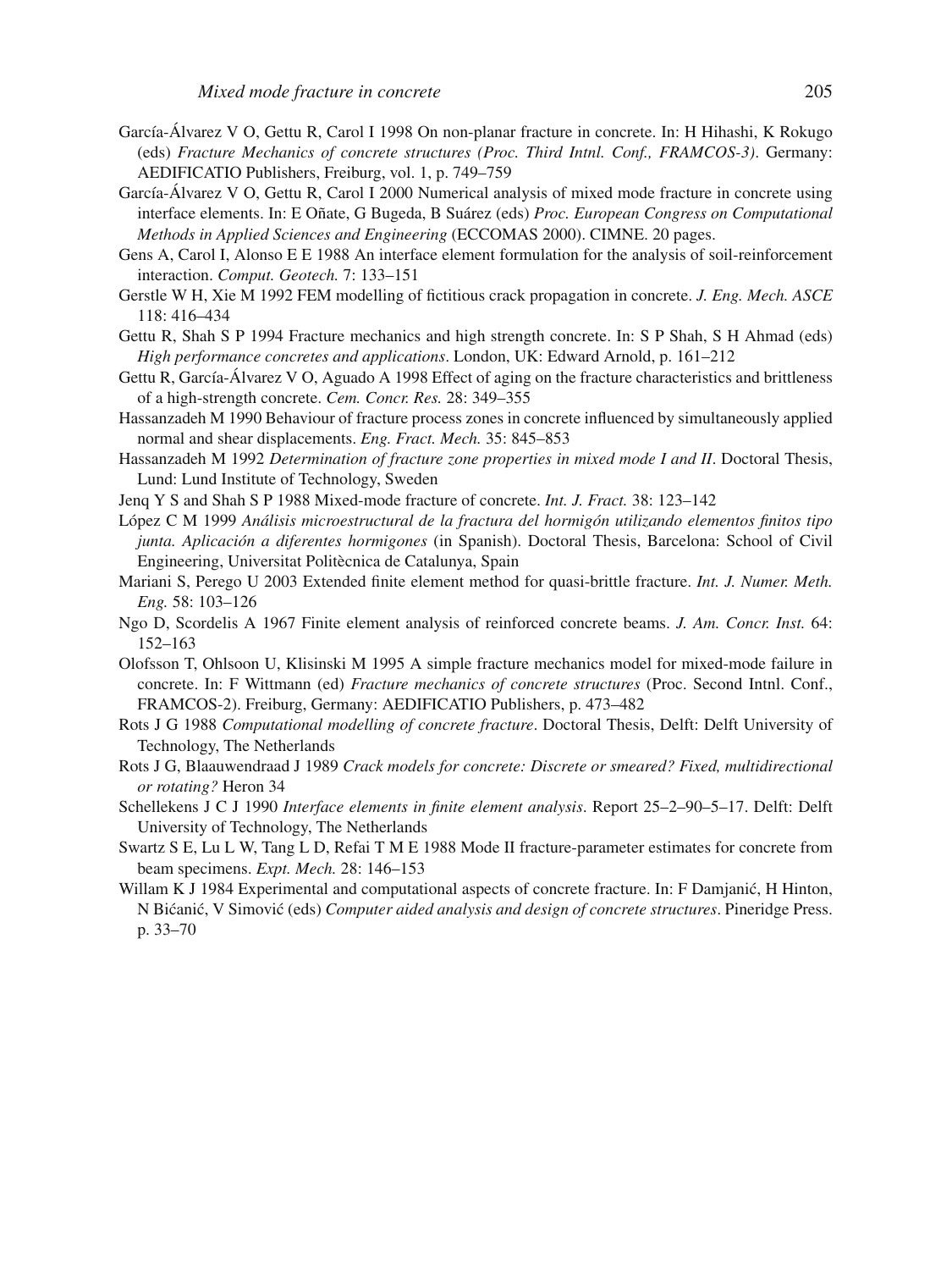García-Álvarez V O, Gettu R, Carol I 1998 On non-planar fracture in concrete. In: H Hihashi, K Rokugo (eds) *Fracture Mechanics of concrete structures (Proc. Third Intnl. Conf., FRAMCOS-3)*. Germany: AEDIFICATIO Publishers, Freiburg, vol. 1, p. 749–759

García-Álvarez V O, Gettu R, Carol I 2000 Numerical analysis of mixed mode fracture in concrete using interface elements. In: E Oñate, G Bugeda, B Suárez (eds) *Proc. European Congress on Computational Methods in Applied Sciences and Engineering* (ECCOMAS 2000). CIMNE. 20 pages.

Gens A, Carol I, Alonso E E 1988 An interface element formulation for the analysis of soil-reinforcement interaction. *Comput. Geotech.* 7: 133–151

Gerstle W H, Xie M 1992 FEM modelling of fictitious crack propagation in concrete. *J. Eng. Mech. ASCE* 118: 416–434

Gettu R, Shah S P 1994 Fracture mechanics and high strength concrete. In: S P Shah, S H Ahmad (eds) *High performance concretes and applications*. London, UK: Edward Arnold, p. 161–212

Gettu R, García-Álvarez V O, Aguado A 1998 Effect of aging on the fracture characteristics and brittleness of a high-strength concrete. *Cem. Concr. Res.* 28: 349–355

Hassanzadeh M 1990 Behaviour of fracture process zones in concrete influenced by simultaneously applied normal and shear displacements. *Eng. Fract. Mech.* 35: 845–853

Hassanzadeh M 1992 *Determination of fracture zone properties in mixed mode I and II*. Doctoral Thesis, Lund: Lund Institute of Technology, Sweden

Jenq Y S and Shah S P 1988 Mixed-mode fracture of concrete. *Int. J. Fract.* 38: 123–142

López C M 1999 *Análisis microestructural de la fractura del hormigón utilizando elementos finitos tipo junta. Aplicación a diferentes hormigones* (in Spanish). Doctoral Thesis, Barcelona: School of Civil Engineering, Universitat Politècnica de Catalunya, Spain

Mariani S, Perego U 2003 Extended finite element method for quasi-brittle fracture. *Int. J. Numer. Meth. Eng.* 58: 103–126

Ngo D, Scordelis A 1967 Finite element analysis of reinforced concrete beams. *J. Am. Concr. Inst.* 64: 152–163

Olofsson T, Ohlsoon U, Klisinski M 1995 A simple fracture mechanics model for mixed-mode failure in concrete. In: F Wittmann (ed) *Fracture mechanics of concrete structures* (Proc. Second Intnl. Conf., FRAMCOS-2). Freiburg, Germany: AEDIFICATIO Publishers, p. 473–482

Rots J G 1988 *Computational modelling of concrete fracture*. Doctoral Thesis, Delft: Delft University of Technology, The Netherlands

Rots J G, Blaauwendraad J 1989 *Crack models for concrete: Discrete or smeared? Fixed, multidirectional or rotating?* Heron 34

Schellekens J C J 1990 *Interface elements in finite element analysis*. Report 25–2–90–5–17. Delft: Delft University of Technology, The Netherlands

Swartz S E, Lu L W, Tang L D, Refai T M E 1988 Mode II fracture-parameter estimates for concrete from beam specimens. *Expt. Mech.* 28: 146–153

Willam K J 1984 Experimental and computational aspects of concrete fracture. In: F Damjanić, H Hinton, N Bićanić, V Simović (eds) *Computer aided analysis and design of concrete structures*. Pineridge Press. p. 33–70